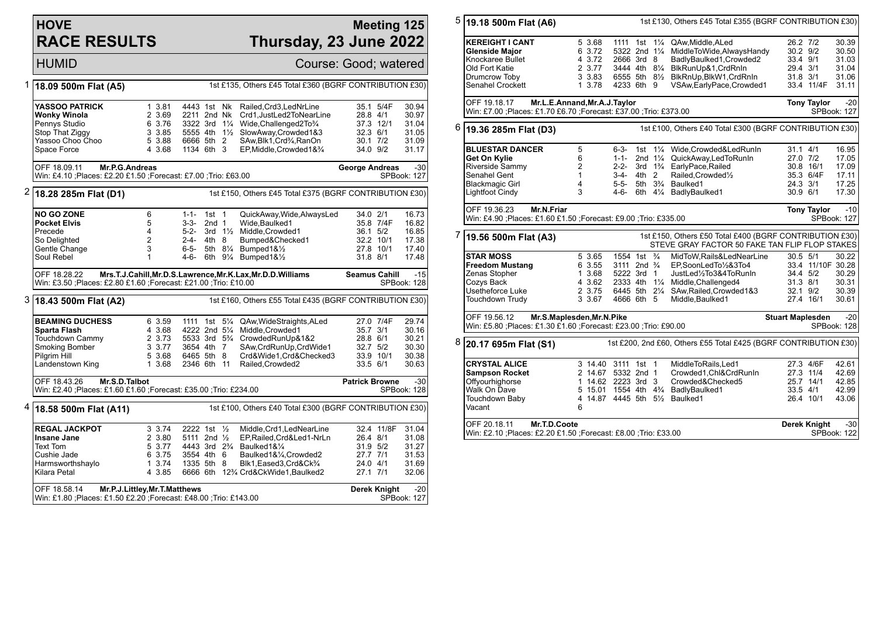# HOVE RACE RESULTS

## Meeting 125 Thursday, 23 June 2022

HUMID — Course: Good; watered

### 1 18.09 500m Flat (A5)

1st £135, Others £45 Total £360 (BGRF CONTRIBUTION £30)

| Greyhound | Trap | Sect | Bends | Pos | Dist | Remarks | Wt | SP | Time |
|---|---|---|---|---|---|---|---|---|---|
| YASSOO PATRICK | 1 | 3.81 | 4443 | 1st | Nk | Railed,Crd3,LedNrLine | 35.1 | 5/4F | 30.94 |
| Wonky Winola | 2 | 3.69 | 2211 | 2nd | Nk | Crd1,JustLed2ToNearLine | 28.8 | 4/1 | 30.97 |
| Pennys Studio | 6 | 3.76 | 3322 | 3rd | 1¼ | Wide,Challenged2To¾ | 37.3 | 12/1 | 31.04 |
| Stop That Ziggy | 3 | 3.85 | 5555 | 4th | 1½ | SlowAway,Crowded1&3 | 32.3 | 6/1 | 31.05 |
| Yassoo Choo Choo | 5 | 3.88 | 6666 | 5th | 2 | SAw,Blk1,Crd¾,RanOn | 30.1 | 7/2 | 31.09 |
| Space Force | 4 | 3.68 | 1134 | 6th | 3 | EP,Middle,Crowded1&¾ | 34.0 | 9/2 | 31.17 |

OFF 18.09.11 Mr.P.G.Andreas — George Andreas -30
Win: £4.10 ;Places: £2.20 £1.50 ;Forecast: £7.00 ;Trio: £63.00 — SPBook: 127

### 2 18.28 285m Flat (D1)

1st £150, Others £45 Total £375 (BGRF CONTRIBUTION £30)

| Greyhound | Trap | Bends | Pos | Dist | Remarks | Wt | SP | Time |
|---|---|---|---|---|---|---|---|---|
| NO GO ZONE | 6 | 1-1- | 1st | 1 | QuickAway,Wide,AlwaysLed | 34.0 | 2/1 | 16.73 |
| Pocket Elvis | 5 | 3-3- | 2nd | 1 | Wide,Baulked1 | 35.8 | 7/4F | 16.82 |
| Precede | 4 | 5-2- | 3rd | 1½ | Middle,Crowded1 | 36.1 | 5/2 | 16.85 |
| So Delighted | 2 | 2-4- | 4th | 8 | Bumped&Checked1 | 32.2 | 10/1 | 17.38 |
| Gentle Change | 3 | 6-5- | 5th | 8¼ | Bumped1&½ | 27.8 | 10/1 | 17.40 |
| Soul Rebel | 1 | 4-6- | 6th | 9¼ | Bumped1&½ | 31.8 | 8/1 | 17.48 |

OFF 18.28.22 Mrs.T.J.Cahill,Mr.D.S.Lawrence,Mr.K.Lax,Mr.D.D.Williams — Seamus Cahill -15
Win: £3.50 ;Places: £2.80 £1.60 ;Forecast: £21.00 ;Trio: £10.00 — SPBook: 128

### 3 18.43 500m Flat (A2)

1st £160, Others £55 Total £435 (BGRF CONTRIBUTION £30)

| Greyhound | Trap | Sect | Bends | Pos | Dist | Remarks | Wt | SP | Time |
|---|---|---|---|---|---|---|---|---|---|
| BEAMING DUCHESS | 6 | 3.59 | 1111 | 1st | 5¼ | QAw,WideStraights,ALed | 27.0 | 7/4F | 29.74 |
| Sparta Flash | 4 | 3.68 | 4222 | 2nd | 5¼ | Middle,Crowded1 | 35.7 | 3/1 | 30.16 |
| Touchdown Cammy | 2 | 3.73 | 5533 | 3rd | 5¾ | CrowdedRunUp&1&2 | 28.8 | 6/1 | 30.21 |
| Smoking Bomber | 3 | 3.77 | 3654 | 4th | 7 | SAw,CrdRunUp,CrdWide1 | 32.7 | 5/2 | 30.30 |
| Pilgrim Hill | 5 | 3.68 | 6465 | 5th | 8 | Crd&Wide1,Crd&Checked3 | 33.9 | 10/1 | 30.38 |
| Landenstown King | 1 | 3.68 | 2346 | 6th | 11 | Railed,Crowded2 | 33.5 | 6/1 | 30.63 |

OFF 18.43.26 Mr.S.D.Talbot — Patrick Browne -30
Win: £2.40 ;Places: £1.60 £1.60 ;Forecast: £35.00 ;Trio: £234.00 — SPBook: 128

### 4 18.58 500m Flat (A11)

1st £100, Others £40 Total £300 (BGRF CONTRIBUTION £30)

| Greyhound | Trap | Sect | Bends | Pos | Dist | Remarks | Wt | SP | Time |
|---|---|---|---|---|---|---|---|---|---|
| REGAL JACKPOT | 3 | 3.74 | 2222 | 1st | ½ | Middle,Crd1,LedNearLine | 32.4 | 11/8F | 31.04 |
| Insane Jane | 2 | 3.80 | 5111 | 2nd | ½ | EP,Railed,Crd&Led1-NrLn | 26.4 | 8/1 | 31.08 |
| Text Tom | 5 | 3.77 | 4443 | 3rd | 2¾ | Baulked1&¼ | 31.9 | 5/2 | 31.27 |
| Cushie Jade | 6 | 3.75 | 3554 | 4th | 6 | Baulked1&¼,Crowded2 | 27.7 | 7/1 | 31.53 |
| Harmsworthshaylo | 1 | 3.74 | 1335 | 5th | 8 | Blk1,Eased3,Crd&Ck¾ | 24.0 | 4/1 | 31.69 |
| Kilara Petal | 4 | 3.85 | 6666 | 6th | 12¾ | Crd&CkWide1,Baulked2 | 27.1 | 7/1 | 32.06 |

OFF 18.58.14 Mr.P.J.Littley,Mr.T.Matthews — Derek Knight -20
Win: £1.80 ;Places: £1.50 £2.20 ;Forecast: £48.00 ;Trio: £143.00 — SPBook: 127

### 5 19.18 500m Flat (A6)

1st £130, Others £45 Total £355 (BGRF CONTRIBUTION £30)

| Greyhound | Trap | Sect | Bends | Pos | Dist | Remarks | Wt | SP | Time |
|---|---|---|---|---|---|---|---|---|---|
| KEREIGHT I CANT | 5 | 3.68 | 1111 | 1st | 1¼ | QAw,Middle,ALed | 26.2 | 7/2 | 30.39 |
| Glenside Major | 6 | 3.72 | 5322 | 2nd | 1¼ | MiddleToWide,AlwaysHandy | 30.2 | 9/2 | 30.50 |
| Knockaree Bullet | 4 | 3.72 | 2666 | 3rd | 8 | BadlyBaulked1,Crowded2 | 33.4 | 9/1 | 31.03 |
| Old Fort Katie | 2 | 3.77 | 3444 | 4th | 8¼ | BlkRunUp&1,CrdRnIn | 29.4 | 3/1 | 31.04 |
| Drumcrow Toby | 3 | 3.83 | 6555 | 5th | 8½ | BlkRnUp,BlkW1,CrdRnIn | 31.8 | 3/1 | 31.06 |
| Senahel Crockett | 1 | 3.78 | 4233 | 6th | 9 | VSAw,EarlyPace,Crowded1 | 33.4 | 11/4F | 31.11 |

OFF 19.18.17 Mr.L.E.Annand,Mr.A.J.Taylor — Tony Taylor -20
Win: £7.00 ;Places: £1.70 £6.70 ;Forecast: £37.00 ;Trio: £373.00 — SPBook: 127

### 6 19.36 285m Flat (D3)

1st £100, Others £40 Total £300 (BGRF CONTRIBUTION £30)

| Greyhound | Trap | Bends | Pos | Dist | Remarks | Wt | SP | Time |
|---|---|---|---|---|---|---|---|---|
| BLUESTAR DANCER | 5 | 6-3- | 1st | 1¼ | Wide,Crowded&LedRunIn | 31.1 | 4/1 | 16.95 |
| Get On Kylie | 6 | 1-1- | 2nd | 1¼ | QuickAway,LedToRunIn | 27.0 | 7/2 | 17.05 |
| Riverside Sammy | 2 | 2-2- | 3rd | 1¾ | EarlyPace,Railed | 30.8 | 16/1 | 17.09 |
| Senahel Gent | 1 | 3-4- | 4th | 2 | Railed,Crowded½ | 35.3 | 6/4F | 17.11 |
| Blackmagic Girl | 4 | 5-5- | 5th | 3¾ | Baulked1 | 24.3 | 3/1 | 17.25 |
| Lightfoot Cindy | 3 | 4-6- | 6th | 4¼ | BadlyBaulked1 | 30.9 | 6/1 | 17.30 |

OFF 19.36.23 Mr.N.Friar — Tony Taylor -10
Win: £4.90 ;Places: £1.60 £1.50 ;Forecast: £9.00 ;Trio: £335.00 — SPBook: 127

### 7 19.56 500m Flat (A3)

1st £150, Others £50 Total £400 (BGRF CONTRIBUTION £30)
STEVE GRAY FACTOR 50 FAKE TAN FLIP FLOP STAKES

| Greyhound | Trap | Sect | Bends | Pos | Dist | Remarks | Wt | SP | Time |
|---|---|---|---|---|---|---|---|---|---|
| STAR MOSS | 5 | 3.65 | 1554 | 1st | ¾ | MidToW,Rails&LedNearLine | 30.5 | 5/1 | 30.22 |
| Freedom Mustang | 6 | 3.55 | 3111 | 2nd | ¾ | EP,SoonLedTo½&3To4 | 33.4 | 11/10F | 30.28 |
| Zenas Stopher | 1 | 3.68 | 5222 | 3rd | 1 | JustLed½To3&4ToRunIn | 34.4 | 5/2 | 30.29 |
| Cozys Back | 4 | 3.62 | 2333 | 4th | 1¼ | Middle,Challenged4 | 31.3 | 8/1 | 30.31 |
| Usetheforce Luke | 2 | 3.75 | 6445 | 5th | 2¼ | SAw,Railed,Crowded1&3 | 32.1 | 9/2 | 30.39 |
| Touchdown Trudy | 3 | 3.67 | 4666 | 6th | 5 | Middle,Baulked1 | 27.4 | 16/1 | 30.61 |

OFF 19.56.12 Mr.S.Maplesden,Mr.N.Pike — Stuart Maplesden -20
Win: £5.80 ;Places: £1.30 £1.60 ;Forecast: £23.00 ;Trio: £90.00 — SPBook: 128

### 8 20.17 695m Flat (S1)

1st £200, 2nd £60, Others £55 Total £425 (BGRF CONTRIBUTION £30)

| Greyhound | Trap | Sect | Bends | Pos | Dist | Remarks | Wt | SP | Time |
|---|---|---|---|---|---|---|---|---|---|
| CRYSTAL ALICE | 3 | 14.40 | 3111 | 1st | 1 | MiddleToRails,Led1 | 27.3 | 4/6F | 42.61 |
| Sampson Rocket | 2 | 14.67 | 5332 | 2nd | 1 | Crowded1,Chl&CrdRunIn | 27.3 | 11/4 | 42.69 |
| Offyourhighorse | 1 | 14.62 | 2223 | 3rd | 3 | Crowded&Checked5 | 25.7 | 14/1 | 42.85 |
| Walk On Dave | 5 | 15.01 | 1554 | 4th | 4¾ | BadlyBaulked1 | 33.5 | 4/1 | 42.99 |
| Touchdown Baby | 4 | 14.87 | 4445 | 5th | 5½ | Baulked1 | 26.4 | 10/1 | 43.06 |
| Vacant | 6 | | | | | | | | |

OFF 20.18.11 Mr.T.D.Coote — Derek Knight -30
Win: £2.10 ;Places: £2.20 £1.50 ;Forecast: £8.00 ;Trio: £33.00 — SPBook: 122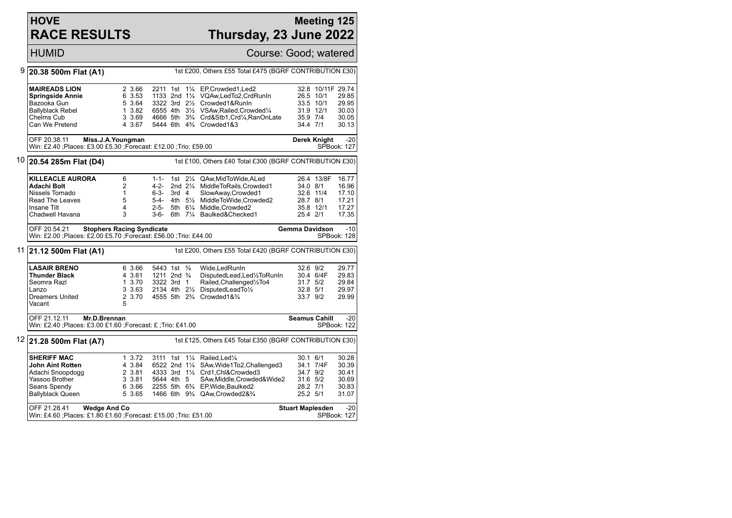# HOVE RACE RESULTS

## Meeting 125 Thursday, 23 June 2022

HUMID — Course: Good; watered

### 9 — 20.38 500m Flat (A1)

1st £200, Others £55 Total £475 (BGRF CONTRIBUTION £30)

| | | | | | | | | | |
|---|---|---|---|---|---|---|---|---|---|
| **MAIREADS LION** | 2 3.66 | 2211 | 1st | 1¼ | EP,Crowded1,Led2 | 32.8 | 10/11F | 29.74 |
| **Springside Annie** | 6 3.53 | 1133 | 2nd | 1¼ | VQAw,LedTo2,CrdRunIn | 26.5 | 10/1 | 29.85 |
| Bazooka Gun | 5 3.64 | 3322 | 3rd | 2½ | Crowded1&RunIn | 33.5 | 10/1 | 29.95 |
| Ballyblack Rebel | 1 3.82 | 6555 | 4th | 3½ | VSAw,Railed,Crowded¼ | 31.9 | 12/1 | 30.03 |
| Chelms Cub | 3 3.69 | 4666 | 5th | 3¾ | Crd&Stb1,Crd¼,RanOnLate | 35.9 | 7/4 | 30.05 |
| Can We Pretend | 4 3.67 | 5444 | 6th | 4¾ | Crowded1&3 | 34.4 | 7/1 | 30.13 |

OFF 20.38.11 **Miss.J.A.Youngman** — **Derek Knight** -20

Win: £2.40 ;Places: £3.00 £5.30 ;Forecast: £12.00 ;Trio: £59.00 — SPBook: 127

### 10 — 20.54 285m Flat (D4)

1st £100, Others £40 Total £300 (BGRF CONTRIBUTION £30)

| | | | | | | | | | |
|---|---|---|---|---|---|---|---|---|---|
| **KILLEACLE AURORA** | 6 | 1-1- | 1st | 2¼ | QAw,MidToWide,ALed | 26.4 | 13/8F | 16.77 |
| **Adachi Bolt** | 2 | 4-2- | 2nd | 2¼ | MiddleToRails,Crowded1 | 34.0 | 8/1 | 16.96 |
| Nissels Tornado | 1 | 6-3- | 3rd | 4 | SlowAway,Crowded1 | 32.6 | 11/4 | 17.10 |
| Read The Leaves | 5 | 5-4- | 4th | 5½ | MiddleToWide,Crowded2 | 28.7 | 8/1 | 17.21 |
| Insane Tilt | 4 | 2-5- | 5th | 6¼ | Middle,Crowded2 | 35.8 | 12/1 | 17.27 |
| Chadwell Havana | 3 | 3-6- | 6th | 7¼ | Baulked&Checked1 | 25.4 | 2/1 | 17.35 |

OFF 20.54.21 **Stophers Racing Syndicate** — **Gemma Davidson** -10

Win: £2.00 ;Places: £2.00 £5.70 ;Forecast: £56.00 ;Trio: £44.00 — SPBook: 128

### 11 — 21.12 500m Flat (A1)

1st £200, Others £55 Total £420 (BGRF CONTRIBUTION £30)

| | | | | | | | | | |
|---|---|---|---|---|---|---|---|---|---|
| **LASAIR BRENO** | 6 3.66 | 5443 | 1st | ¾ | Wide,LedRunIn | 32.6 | 9/2 | 29.77 |
| **Thunder Black** | 4 3.61 | 1211 | 2nd | ¾ | DisputedLead,Led½ToRunIn | 30.4 | 6/4F | 29.83 |
| Seomra Razl | 1 3.70 | 3322 | 3rd | 1 | Railed,Challenged½To4 | 31.7 | 5/2 | 29.84 |
| Lanzo | 3 3.63 | 2134 | 4th | 2½ | DisputedLeadTo½ | 32.8 | 5/1 | 29.97 |
| Dreamers United | 2 3.70 | 4555 | 5th | 2¾ | Crowded1&¾ | 33.7 | 9/2 | 29.99 |
| Vacant | 5 | | | | | | | |

OFF 21.12.11 **Mr.D.Brennan** — **Seamus Cahill** -20

Win: £2.40 ;Places: £3.00 £1.60 ;Forecast: £ ;Trio: £41.00 — SPBook: 122

### 12 — 21.28 500m Flat (A7)

1st £125, Others £45 Total £350 (BGRF CONTRIBUTION £30)

| | | | | | | | | | |
|---|---|---|---|---|---|---|---|---|---|
| **SHERIFF MAC** | 1 3.72 | 3111 | 1st | 1¼ | Railed,Led¼ | 30.1 | 6/1 | 30.28 |
| **John Aint Rotten** | 4 3.84 | 6522 | 2nd | 1¼ | SAw,Wide1To2,Challenged3 | 34.1 | 7/4F | 30.39 |
| Adachi Snoopdogg | 2 3.81 | 4333 | 3rd | 1½ | Crd1,Chl&Crowded3 | 34.7 | 9/2 | 30.41 |
| Yassoo Brother | 3 3.81 | 5644 | 4th | 5 | SAw,Middle,Crowded&Wide2 | 31.6 | 5/2 | 30.69 |
| Seans Spendy | 6 3.66 | 2255 | 5th | 6¾ | EP,Wide,Baulked2 | 28.2 | 7/1 | 30.83 |
| Ballyblack Queen | 5 3.65 | 1466 | 6th | 9¾ | QAw,Crowded2&¾ | 25.2 | 5/1 | 31.07 |

OFF 21.28.41 **Wedge And Co** — **Stuart Maplesden** -20

Win: £4.60 ;Places: £1.80 £1.60 ;Forecast: £15.00 ;Trio: £51.00 — SPBook: 127